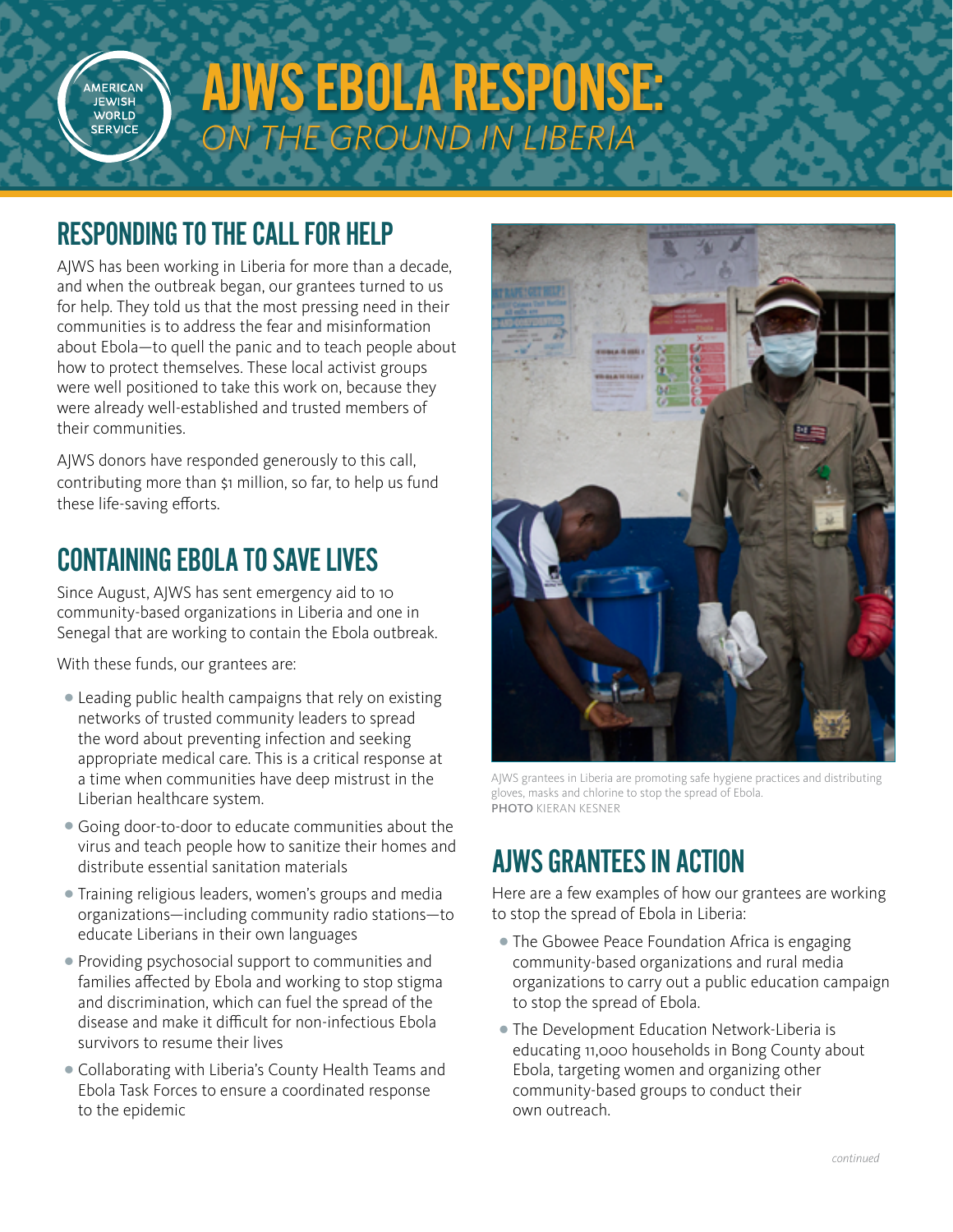# AJWS EBOLA RESPONSE: *ON THE GROUND IN LIBERIA*

## RESPONDING TO THE CALL FOR HELP

AJWS has been working in Liberia for more than a decade, and when the outbreak began, our grantees turned to us for help. They told us that the most pressing need in their communities is to address the fear and misinformation about Ebola—to quell the panic and to teach people about how to protect themselves. These local activist groups were well positioned to take this work on, because they were already well-established and trusted members of their communities.

AJWS donors have responded generously to this call, contributing more than $1 million, so far, to help us fund these life-saving efforts.

## CONTAINING EBOLA TO SAVE LIVES

Since August, AJWS has sent emergency aid to 10 community-based organizations in Liberia and one in Senegal that are working to contain the Ebola outbreak.

With these funds, our grantees are:

- Leading public health campaigns that rely on existing networks of trusted community leaders to spread the word about preventing infection and seeking appropriate medical care. This is a critical response at a time when communities have deep mistrust in the Liberian healthcare system.
- Going door-to-door to educate communities about the virus and teach people how to sanitize their homes and distribute essential sanitation materials
- Training religious leaders, women's groups and media organizations—including community radio stations—to educate Liberians in their own languages
- Providing psychosocial support to communities and families affected by Ebola and working to stop stigma and discrimination, which can fuel the spread of the disease and make it difficult for non-infectious Ebola survivors to resume their lives
- Collaborating with Liberia's County Health Teams and Ebola Task Forces to ensure a coordinated response to the epidemic

AJWS grantees in Liberia are promoting safe hygiene practices and distributing gloves, masks and chlorine to stop the spread of Ebola.
**PHOTO** KIERAN KESNER

## AJWS GRANTEES IN ACTION

Here are a few examples of how our grantees are working to stop the spread of Ebola in Liberia:

- The Gbowee Peace Foundation Africa is engaging community-based organizations and rural media organizations to carry out a public education campaign to stop the spread of Ebola.
- The Development Education Network-Liberia is educating 11,000 households in Bong County about Ebola, targeting women and organizing other community-based groups to conduct their own outreach.

*continued*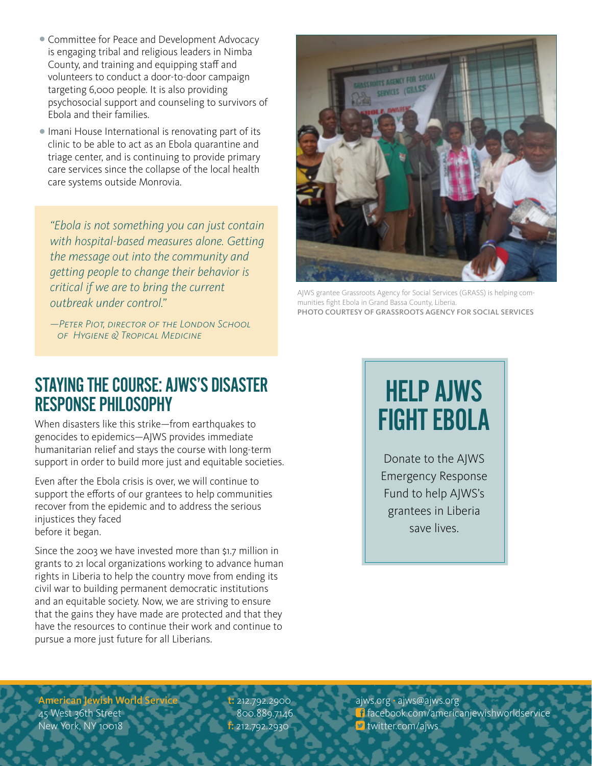- Committee for Peace and Development Advocacy is engaging tribal and religious leaders in Nimba County, and training and equipping staff and volunteers to conduct a door-to-door campaign targeting 6,000 people. It is also providing psychosocial support and counseling to survivors of Ebola and their families.
- Imani House International is renovating part of its clinic to be able to act as an Ebola quarantine and triage center, and is continuing to provide primary care services since the collapse of the local health care systems outside Monrovia.

> *"Ebola is not something you can just contain with hospital-based measures alone. Getting the message out into the community and getting people to change their behavior is critical if we are to bring the current outbreak under control."*
>
> —Peter Piot, director of the London School of Hygiene & Tropical Medicine

AJWS grantee Grassroots Agency for Social Services (GRASS) is helping communities fight Ebola in Grand Bassa County, Liberia.
**PHOTO COURTESY OF GRASSROOTS AGENCY FOR SOCIAL SERVICES**

## STAYING THE COURSE: AJWS'S DISASTER RESPONSE PHILOSOPHY

When disasters like this strike—from earthquakes to genocides to epidemics—AJWS provides immediate humanitarian relief and stays the course with long-term support in order to build more just and equitable societies.

Even after the Ebola crisis is over, we will continue to support the efforts of our grantees to help communities recover from the epidemic and to address the serious injustices they faced before it began.

Since the 2003 we have invested more than $1.7 million in grants to 21 local organizations working to advance human rights in Liberia to help the country move from ending its civil war to building permanent democratic institutions and an equitable society. Now, we are striving to ensure that the gains they have made are protected and that they have the resources to continue their work and continue to pursue a more just future for all Liberians.

## HELP AJWS FIGHT EBOLA

Donate to the AJWS Emergency Response Fund to help AJWS's grantees in Liberia save lives.

**American Jewish World Service**
45 West 36th Street
New York, NY 10018

t: 212.792.2900
800.889.7146
f: 212.792.2930

ajws.org • ajws@ajws.org
facebook.com/americanjewishworldservice
twitter.com/ajws